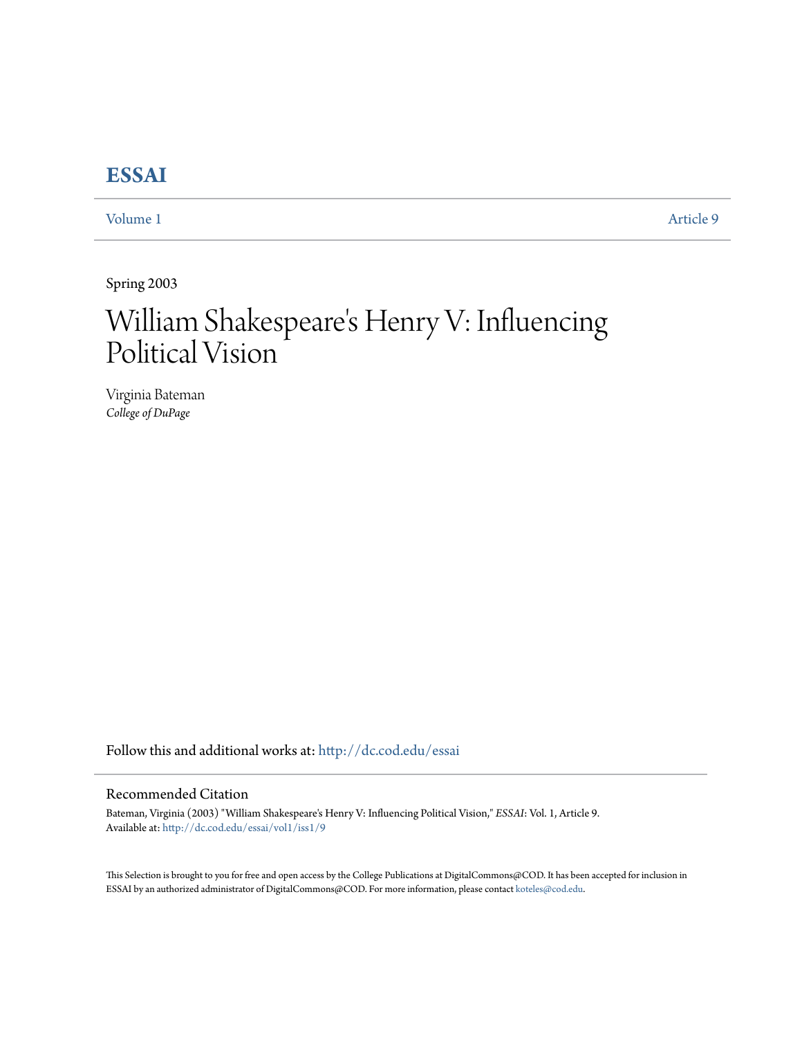# ESSAI

Volume 1 | Article 9

Spring 2003

# William Shakespeare's Henry V: Influencing Political Vision

Virginia Bateman
*College of DuPage*

Follow this and additional works at: http://dc.cod.edu/essai

## Recommended Citation

Bateman, Virginia (2003) "William Shakespeare's Henry V: Influencing Political Vision," *ESSAI*: Vol. 1, Article 9.
Available at: http://dc.cod.edu/essai/vol1/iss1/9

This Selection is brought to you for free and open access by the College Publications at DigitalCommons@COD. It has been accepted for inclusion in ESSAI by an authorized administrator of DigitalCommons@COD. For more information, please contact koteles@cod.edu.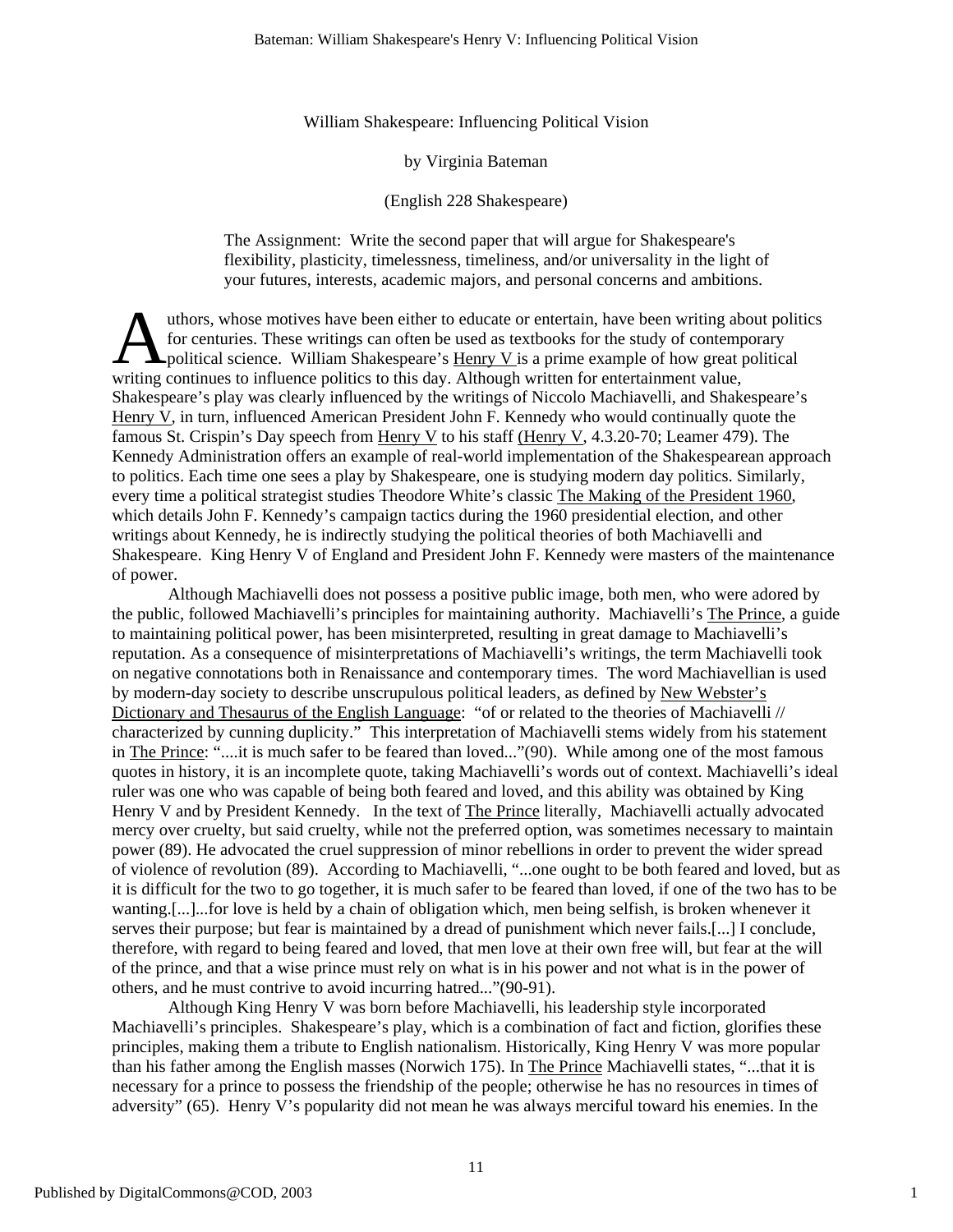William Shakespeare: Influencing Political Vision

by Virginia Bateman

(English 228 Shakespeare)

The Assignment: Write the second paper that will argue for Shakespeare's flexibility, plasticity, timelessness, timeliness, and/or universality in the light of your futures, interests, academic majors, and personal concerns and ambitions.

Authors, whose motives have been either to educate or entertain, have been writing about politics for centuries. These writings can often be used as textbooks for the study of contemporary political science. William Shakespeare's Henry V is a prime example of how great political writing continues to influence politics to this day. Although written for entertainment value, Shakespeare's play was clearly influenced by the writings of Niccolo Machiavelli, and Shakespeare's Henry V, in turn, influenced American President John F. Kennedy who would continually quote the famous St. Crispin's Day speech from Henry V to his staff (Henry V, 4.3.20-70; Leamer 479). The Kennedy Administration offers an example of real-world implementation of the Shakespearean approach to politics. Each time one sees a play by Shakespeare, one is studying modern day politics. Similarly, every time a political strategist studies Theodore White's classic The Making of the President 1960, which details John F. Kennedy's campaign tactics during the 1960 presidential election, and other writings about Kennedy, he is indirectly studying the political theories of both Machiavelli and Shakespeare. King Henry V of England and President John F. Kennedy were masters of the maintenance of power.

Although Machiavelli does not possess a positive public image, both men, who were adored by the public, followed Machiavelli's principles for maintaining authority. Machiavelli's The Prince, a guide to maintaining political power, has been misinterpreted, resulting in great damage to Machiavelli's reputation. As a consequence of misinterpretations of Machiavelli's writings, the term Machiavelli took on negative connotations both in Renaissance and contemporary times. The word Machiavellian is used by modern-day society to describe unscrupulous political leaders, as defined by New Webster's Dictionary and Thesaurus of the English Language: "of or related to the theories of Machiavelli // characterized by cunning duplicity." This interpretation of Machiavelli stems widely from his statement in The Prince: "....it is much safer to be feared than loved..."(90). While among one of the most famous quotes in history, it is an incomplete quote, taking Machiavelli's words out of context. Machiavelli's ideal ruler was one who was capable of being both feared and loved, and this ability was obtained by King Henry V and by President Kennedy. In the text of The Prince literally, Machiavelli actually advocated mercy over cruelty, but said cruelty, while not the preferred option, was sometimes necessary to maintain power (89). He advocated the cruel suppression of minor rebellions in order to prevent the wider spread of violence of revolution (89). According to Machiavelli, "...one ought to be both feared and loved, but as it is difficult for the two to go together, it is much safer to be feared than loved, if one of the two has to be wanting.[...]...for love is held by a chain of obligation which, men being selfish, is broken whenever it serves their purpose; but fear is maintained by a dread of punishment which never fails.[...] I conclude, therefore, with regard to being feared and loved, that men love at their own free will, but fear at the will of the prince, and that a wise prince must rely on what is in his power and not what is in the power of others, and he must contrive to avoid incurring hatred..."(90-91).

Although King Henry V was born before Machiavelli, his leadership style incorporated Machiavelli's principles. Shakespeare's play, which is a combination of fact and fiction, glorifies these principles, making them a tribute to English nationalism. Historically, King Henry V was more popular than his father among the English masses (Norwich 175). In The Prince Machiavelli states, "...that it is necessary for a prince to possess the friendship of the people; otherwise he has no resources in times of adversity" (65). Henry V's popularity did not mean he was always merciful toward his enemies. In the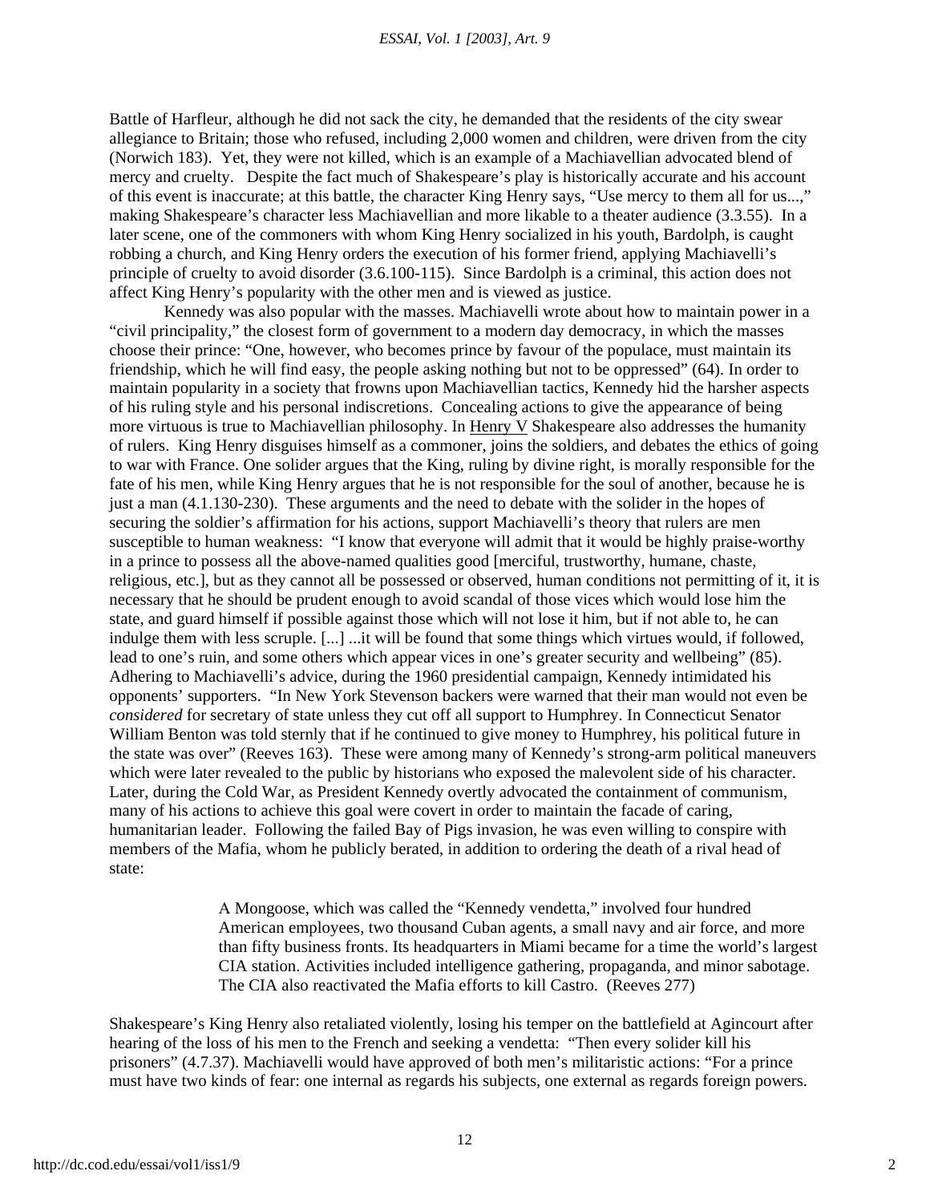Battle of Harfleur, although he did not sack the city, he demanded that the residents of the city swear allegiance to Britain; those who refused, including 2,000 women and children, were driven from the city (Norwich 183). Yet, they were not killed, which is an example of a Machiavellian advocated blend of mercy and cruelty. Despite the fact much of Shakespeare's play is historically accurate and his account of this event is inaccurate; at this battle, the character King Henry says, "Use mercy to them all for us...," making Shakespeare's character less Machiavellian and more likable to a theater audience (3.3.55). In a later scene, one of the commoners with whom King Henry socialized in his youth, Bardolph, is caught robbing a church, and King Henry orders the execution of his former friend, applying Machiavelli's principle of cruelty to avoid disorder (3.6.100-115). Since Bardolph is a criminal, this action does not affect King Henry's popularity with the other men and is viewed as justice.

Kennedy was also popular with the masses. Machiavelli wrote about how to maintain power in a "civil principality," the closest form of government to a modern day democracy, in which the masses choose their prince: "One, however, who becomes prince by favour of the populace, must maintain its friendship, which he will find easy, the people asking nothing but not to be oppressed" (64). In order to maintain popularity in a society that frowns upon Machiavellian tactics, Kennedy hid the harsher aspects of his ruling style and his personal indiscretions. Concealing actions to give the appearance of being more virtuous is true to Machiavellian philosophy. In Henry V Shakespeare also addresses the humanity of rulers. King Henry disguises himself as a commoner, joins the soldiers, and debates the ethics of going to war with France. One solider argues that the King, ruling by divine right, is morally responsible for the fate of his men, while King Henry argues that he is not responsible for the soul of another, because he is just a man (4.1.130-230). These arguments and the need to debate with the solider in the hopes of securing the soldier's affirmation for his actions, support Machiavelli's theory that rulers are men susceptible to human weakness: "I know that everyone will admit that it would be highly praise-worthy in a prince to possess all the above-named qualities good [merciful, trustworthy, humane, chaste, religious, etc.], but as they cannot all be possessed or observed, human conditions not permitting of it, it is necessary that he should be prudent enough to avoid scandal of those vices which would lose him the state, and guard himself if possible against those which will not lose it him, but if not able to, he can indulge them with less scruple. [...] ...it will be found that some things which virtues would, if followed, lead to one's ruin, and some others which appear vices in one's greater security and wellbeing" (85). Adhering to Machiavelli's advice, during the 1960 presidential campaign, Kennedy intimidated his opponents' supporters. "In New York Stevenson backers were warned that their man would not even be *considered* for secretary of state unless they cut off all support to Humphrey. In Connecticut Senator William Benton was told sternly that if he continued to give money to Humphrey, his political future in the state was over" (Reeves 163). These were among many of Kennedy's strong-arm political maneuvers which were later revealed to the public by historians who exposed the malevolent side of his character. Later, during the Cold War, as President Kennedy overtly advocated the containment of communism, many of his actions to achieve this goal were covert in order to maintain the facade of caring, humanitarian leader. Following the failed Bay of Pigs invasion, he was even willing to conspire with members of the Mafia, whom he publicly berated, in addition to ordering the death of a rival head of state:

> A Mongoose, which was called the "Kennedy vendetta," involved four hundred American employees, two thousand Cuban agents, a small navy and air force, and more than fifty business fronts. Its headquarters in Miami became for a time the world's largest CIA station. Activities included intelligence gathering, propaganda, and minor sabotage. The CIA also reactivated the Mafia efforts to kill Castro. (Reeves 277)

Shakespeare's King Henry also retaliated violently, losing his temper on the battlefield at Agincourt after hearing of the loss of his men to the French and seeking a vendetta: "Then every solider kill his prisoners" (4.7.37). Machiavelli would have approved of both men's militaristic actions: "For a prince must have two kinds of fear: one internal as regards his subjects, one external as regards foreign powers.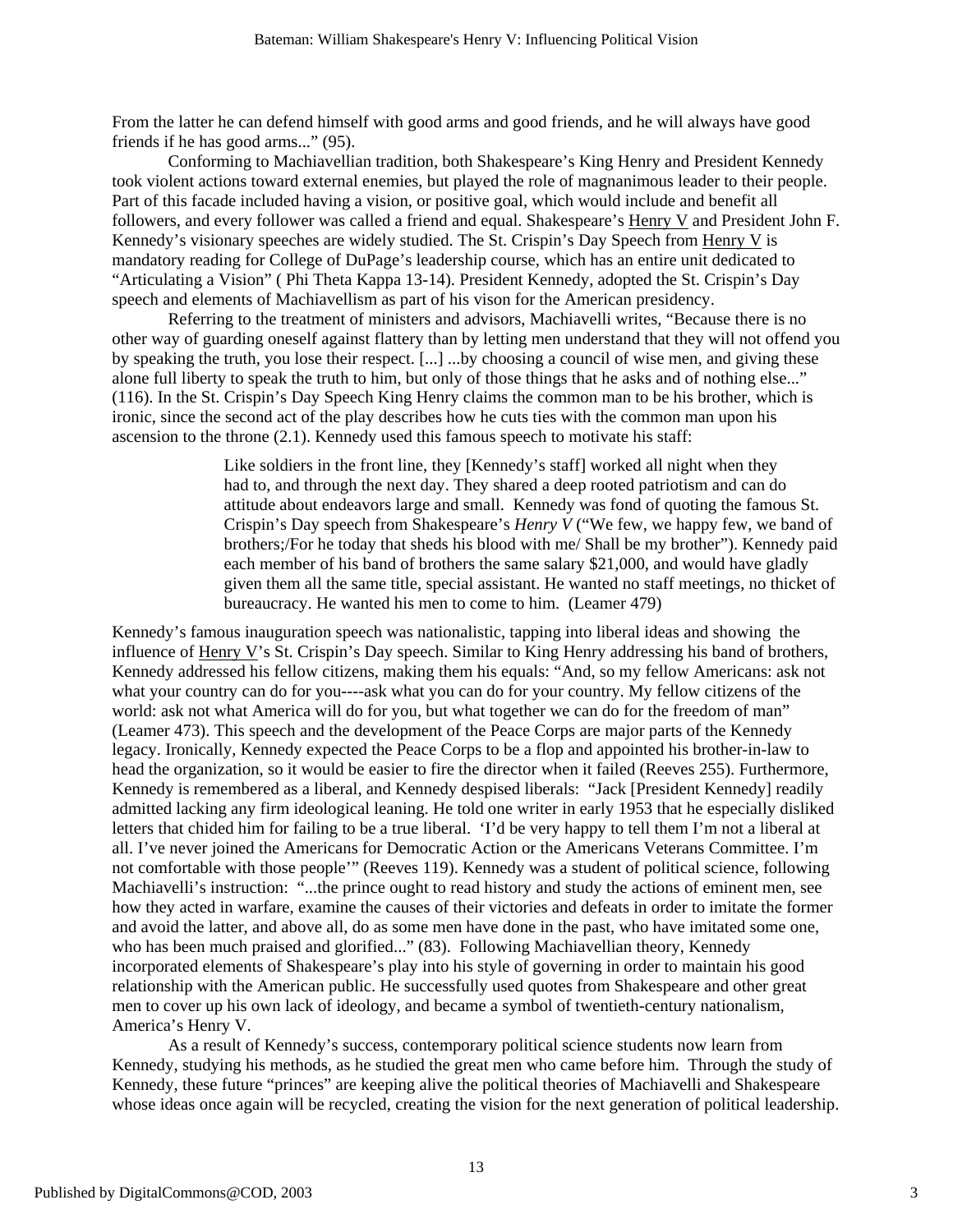From the latter he can defend himself with good arms and good friends, and he will always have good friends if he has good arms..." (95).

Conforming to Machiavellian tradition, both Shakespeare's King Henry and President Kennedy took violent actions toward external enemies, but played the role of magnanimous leader to their people. Part of this facade included having a vision, or positive goal, which would include and benefit all followers, and every follower was called a friend and equal. Shakespeare's Henry V and President John F. Kennedy's visionary speeches are widely studied. The St. Crispin's Day Speech from Henry V is mandatory reading for College of DuPage's leadership course, which has an entire unit dedicated to "Articulating a Vision" ( Phi Theta Kappa 13-14). President Kennedy, adopted the St. Crispin's Day speech and elements of Machiavellism as part of his vison for the American presidency.

Referring to the treatment of ministers and advisors, Machiavelli writes, "Because there is no other way of guarding oneself against flattery than by letting men understand that they will not offend you by speaking the truth, you lose their respect. [...] ...by choosing a council of wise men, and giving these alone full liberty to speak the truth to him, but only of those things that he asks and of nothing else..." (116). In the St. Crispin's Day Speech King Henry claims the common man to be his brother, which is ironic, since the second act of the play describes how he cuts ties with the common man upon his ascension to the throne (2.1). Kennedy used this famous speech to motivate his staff:

> Like soldiers in the front line, they [Kennedy's staff] worked all night when they had to, and through the next day. They shared a deep rooted patriotism and can do attitude about endeavors large and small. Kennedy was fond of quoting the famous St. Crispin's Day speech from Shakespeare's *Henry V* ("We few, we happy few, we band of brothers;/For he today that sheds his blood with me/ Shall be my brother"). Kennedy paid each member of his band of brothers the same salary $21,000, and would have gladly given them all the same title, special assistant. He wanted no staff meetings, no thicket of bureaucracy. He wanted his men to come to him. (Leamer 479)

Kennedy's famous inauguration speech was nationalistic, tapping into liberal ideas and showing the influence of Henry V's St. Crispin's Day speech. Similar to King Henry addressing his band of brothers, Kennedy addressed his fellow citizens, making them his equals: "And, so my fellow Americans: ask not what your country can do for you----ask what you can do for your country. My fellow citizens of the world: ask not what America will do for you, but what together we can do for the freedom of man" (Leamer 473). This speech and the development of the Peace Corps are major parts of the Kennedy legacy. Ironically, Kennedy expected the Peace Corps to be a flop and appointed his brother-in-law to head the organization, so it would be easier to fire the director when it failed (Reeves 255). Furthermore, Kennedy is remembered as a liberal, and Kennedy despised liberals: "Jack [President Kennedy] readily admitted lacking any firm ideological leaning. He told one writer in early 1953 that he especially disliked letters that chided him for failing to be a true liberal. 'I'd be very happy to tell them I'm not a liberal at all. I've never joined the Americans for Democratic Action or the Americans Veterans Committee. I'm not comfortable with those people'" (Reeves 119). Kennedy was a student of political science, following Machiavelli's instruction: "...the prince ought to read history and study the actions of eminent men, see how they acted in warfare, examine the causes of their victories and defeats in order to imitate the former and avoid the latter, and above all, do as some men have done in the past, who have imitated some one, who has been much praised and glorified..." (83). Following Machiavellian theory, Kennedy incorporated elements of Shakespeare's play into his style of governing in order to maintain his good relationship with the American public. He successfully used quotes from Shakespeare and other great men to cover up his own lack of ideology, and became a symbol of twentieth-century nationalism, America's Henry V.

As a result of Kennedy's success, contemporary political science students now learn from Kennedy, studying his methods, as he studied the great men who came before him. Through the study of Kennedy, these future "princes" are keeping alive the political theories of Machiavelli and Shakespeare whose ideas once again will be recycled, creating the vision for the next generation of political leadership.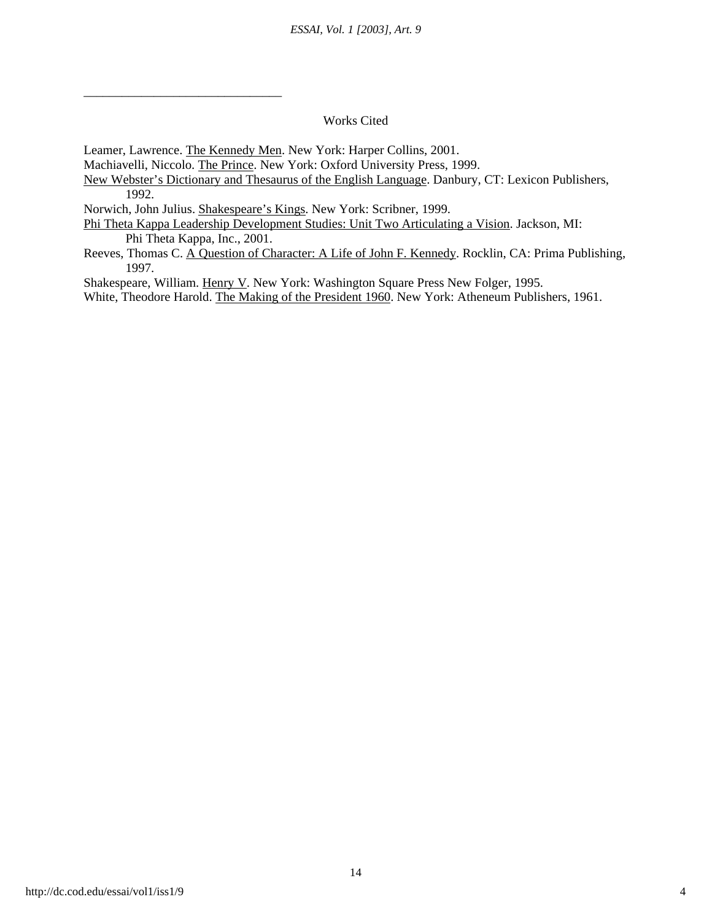## Works Cited

Leamer, Lawrence. The Kennedy Men. New York: Harper Collins, 2001.

Machiavelli, Niccolo. The Prince. New York: Oxford University Press, 1999.

New Webster's Dictionary and Thesaurus of the English Language. Danbury, CT: Lexicon Publishers, 1992.

Norwich, John Julius. Shakespeare's Kings. New York: Scribner, 1999.

Phi Theta Kappa Leadership Development Studies: Unit Two Articulating a Vision. Jackson, MI: Phi Theta Kappa, Inc., 2001.

Reeves, Thomas C. A Question of Character: A Life of John F. Kennedy. Rocklin, CA: Prima Publishing, 1997.

Shakespeare, William. Henry V. New York: Washington Square Press New Folger, 1995.

White, Theodore Harold. The Making of the President 1960. New York: Atheneum Publishers, 1961.